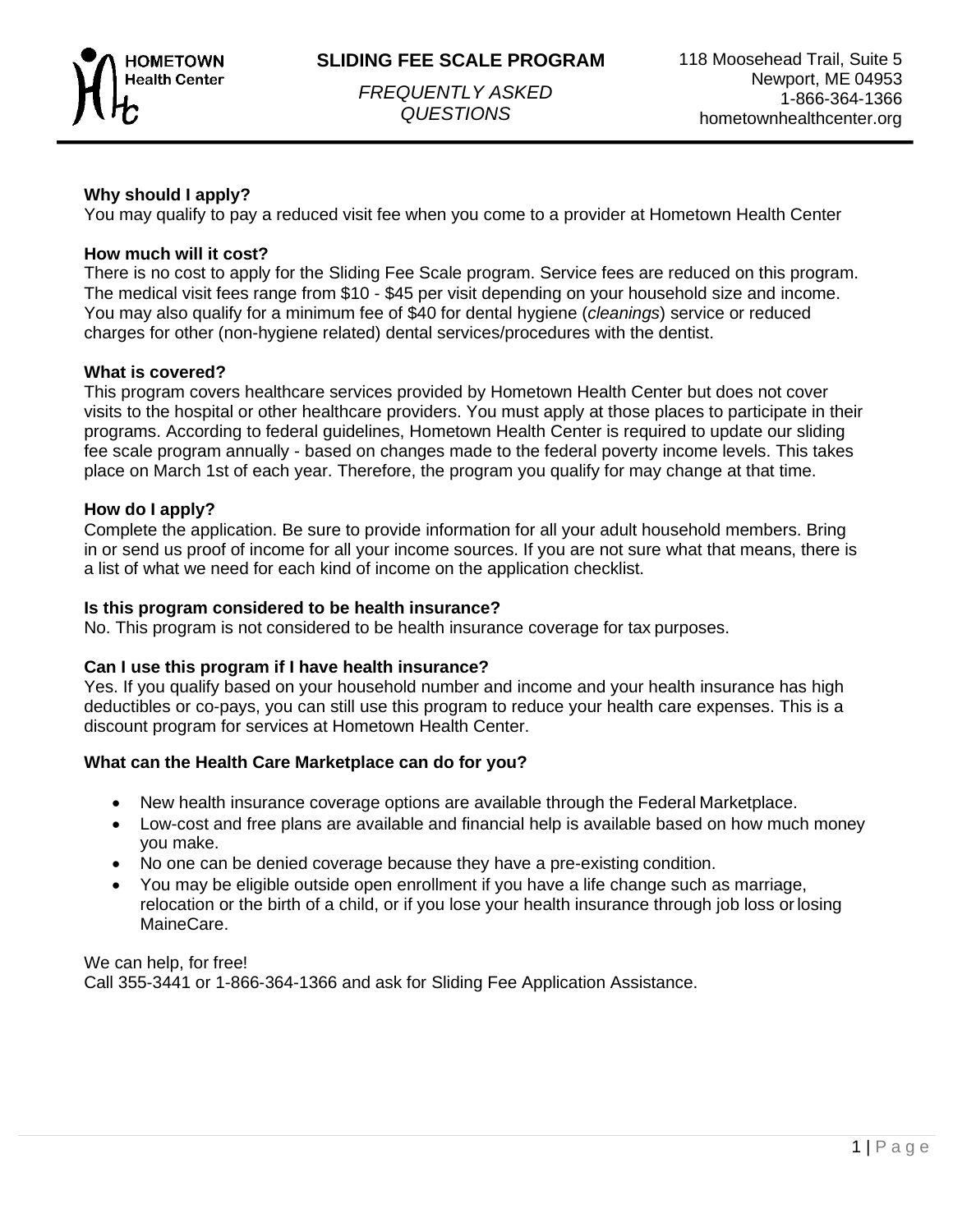HOMETOWN Health Center

# SLIDING FEE SCALE PROGRAM

*FREQUENTLY ASKED QUESTIONS*

118 Moosehead Trail, Suite 5
Newport, ME 04953
1-866-364-1366
hometownhealthcenter.org

**Why should I apply?**
You may qualify to pay a reduced visit fee when you come to a provider at Hometown Health Center

**How much will it cost?**
There is no cost to apply for the Sliding Fee Scale program. Service fees are reduced on this program. The medical visit fees range from $10 - $45 per visit depending on your household size and income. You may also qualify for a minimum fee of $40 for dental hygiene (*cleanings*) service or reduced charges for other (non-hygiene related) dental services/procedures with the dentist.

**What is covered?**
This program covers healthcare services provided by Hometown Health Center but does not cover visits to the hospital or other healthcare providers. You must apply at those places to participate in their programs. According to federal guidelines, Hometown Health Center is required to update our sliding fee scale program annually - based on changes made to the federal poverty income levels. This takes place on March 1st of each year. Therefore, the program you qualify for may change at that time.

**How do I apply?**
Complete the application. Be sure to provide information for all your adult household members. Bring in or send us proof of income for all your income sources. If you are not sure what that means, there is a list of what we need for each kind of income on the application checklist.

**Is this program considered to be health insurance?**
No. This program is not considered to be health insurance coverage for tax purposes.

**Can I use this program if I have health insurance?**
Yes. If you qualify based on your household number and income and your health insurance has high deductibles or co-pays, you can still use this program to reduce your health care expenses. This is a discount program for services at Hometown Health Center.

**What can the Health Care Marketplace can do for you?**

- New health insurance coverage options are available through the Federal Marketplace.
- Low-cost and free plans are available and financial help is available based on how much money you make.
- No one can be denied coverage because they have a pre-existing condition.
- You may be eligible outside open enrollment if you have a life change such as marriage, relocation or the birth of a child, or if you lose your health insurance through job loss or losing MaineCare.

We can help, for free!
Call 355-3441 or 1-866-364-1366 and ask for Sliding Fee Application Assistance.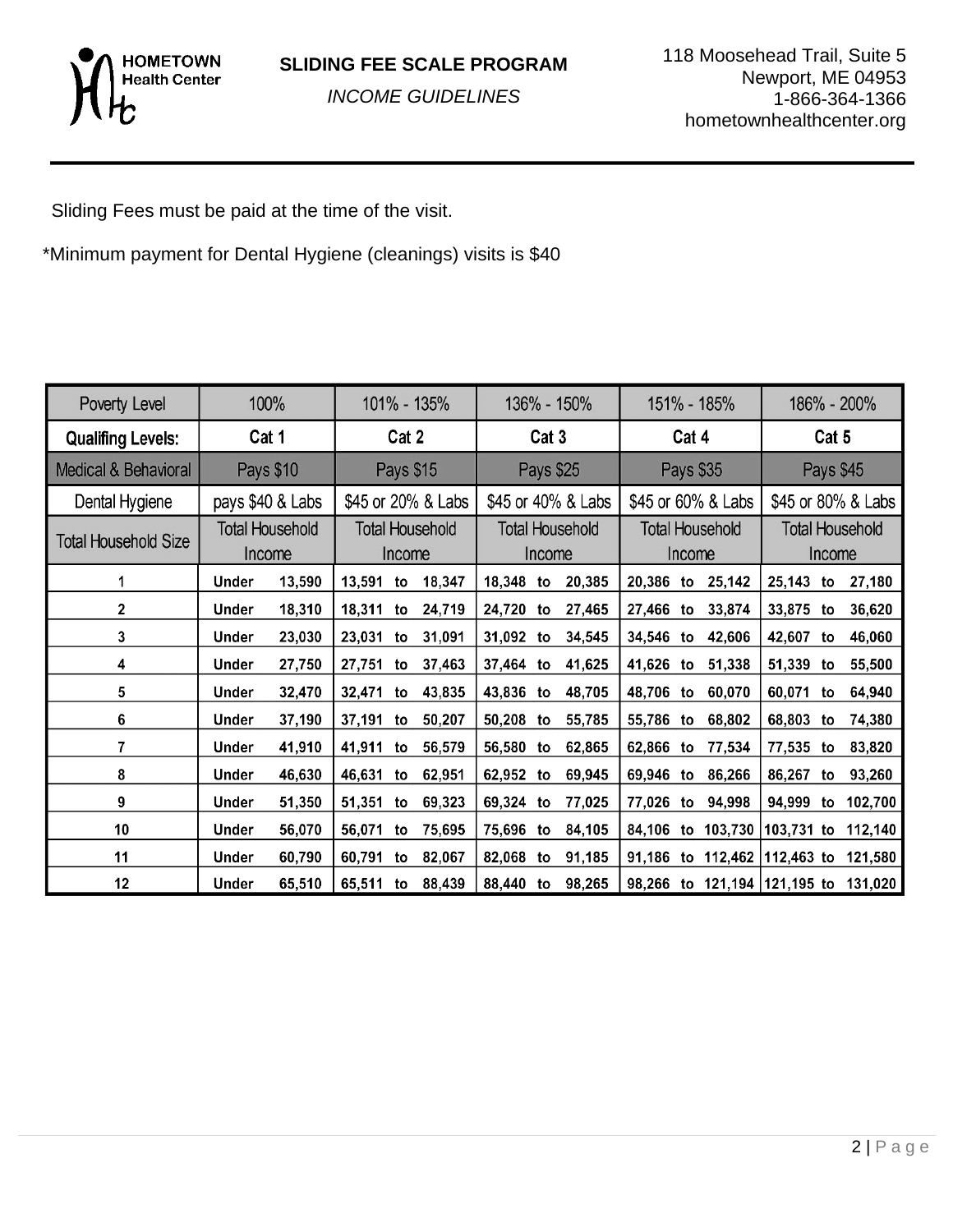HOMETOWN Health Center

**SLIDING FEE SCALE PROGRAM**

*INCOME GUIDELINES*

118 Moosehead Trail, Suite 5
Newport, ME 04953
1-866-364-1366
hometownhealthcenter.org

Sliding Fees must be paid at the time of the visit.

*Minimum payment for Dental Hygiene (cleanings) visits is $40

| Poverty Level | 100% | 101% - 135% | 136% - 150% | 151% - 185% | 186% - 200% |
|---|---|---|---|---|---|
| **Qualifing Levels:** | **Cat 1** | **Cat 2** | **Cat 3** | **Cat 4** | **Cat 5** |
| Medical & Behavioral | Pays $10 | Pays $15 | Pays $25 | Pays $35 | Pays $45 |
| Dental Hygiene | pays $40 & Labs | $45 or 20% & Labs | $45 or 40% & Labs | $45 or 60% & Labs | $45 or 80% & Labs |
| Total Household Size | Total Household Income | Total Household Income | Total Household Income | Total Household Income | Total Household Income |
| 1 | Under 13,590 | 13,591 to 18,347 | 18,348 to 20,385 | 20,386 to 25,142 | 25,143 to 27,180 |
| 2 | Under 18,310 | 18,311 to 24,719 | 24,720 to 27,465 | 27,466 to 33,874 | 33,875 to 36,620 |
| 3 | Under 23,030 | 23,031 to 31,091 | 31,092 to 34,545 | 34,546 to 42,606 | 42,607 to 46,060 |
| 4 | Under 27,750 | 27,751 to 37,463 | 37,464 to 41,625 | 41,626 to 51,338 | 51,339 to 55,500 |
| 5 | Under 32,470 | 32,471 to 43,835 | 43,836 to 48,705 | 48,706 to 60,070 | 60,071 to 64,940 |
| 6 | Under 37,190 | 37,191 to 50,207 | 50,208 to 55,785 | 55,786 to 68,802 | 68,803 to 74,380 |
| 7 | Under 41,910 | 41,911 to 56,579 | 56,580 to 62,865 | 62,866 to 77,534 | 77,535 to 83,820 |
| 8 | Under 46,630 | 46,631 to 62,951 | 62,952 to 69,945 | 69,946 to 86,266 | 86,267 to 93,260 |
| 9 | Under 51,350 | 51,351 to 69,323 | 69,324 to 77,025 | 77,026 to 94,998 | 94,999 to 102,700 |
| 10 | Under 56,070 | 56,071 to 75,695 | 75,696 to 84,105 | 84,106 to 103,730 | 103,731 to 112,140 |
| 11 | Under 60,790 | 60,791 to 82,067 | 82,068 to 91,185 | 91,186 to 112,462 | 112,463 to 121,580 |
| 12 | Under 65,510 | 65,511 to 88,439 | 88,440 to 98,265 | 98,266 to 121,194 | 121,195 to 131,020 |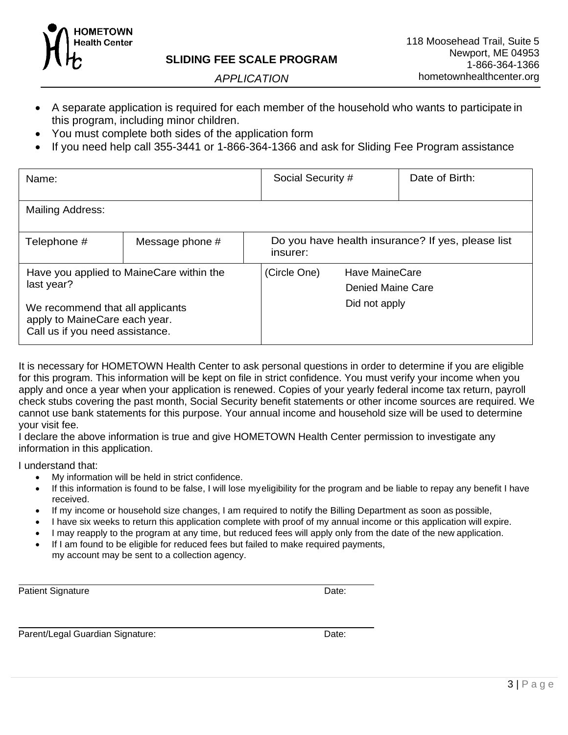HOMETOWN Health Center

118 Moosehead Trail, Suite 5
Newport, ME 04953
1-866-364-1366
hometownhealthcenter.org

## SLIDING FEE SCALE PROGRAM

*APPLICATION*

- A separate application is required for each member of the household who wants to participate in this program, including minor children.
- You must complete both sides of the application form
- If you need help call 355-3441 or 1-866-364-1366 and ask for Sliding Fee Program assistance

| Name: | | Social Security # | Date of Birth: |
|---|---|---|---|
| Mailing Address: | | | |
| Telephone # | Message phone # | Do you have health insurance? If yes, please list insurer: | |
| Have you applied to MaineCare within the last year?<br><br>We recommend that all applicants apply to MaineCare each year. Call us if you need assistance. | | (Circle One) Have MaineCare<br>Denied Maine Care<br>Did not apply | |

It is necessary for HOMETOWN Health Center to ask personal questions in order to determine if you are eligible for this program. This information will be kept on file in strict confidence. You must verify your income when you apply and once a year when your application is renewed. Copies of your yearly federal income tax return, payroll check stubs covering the past month, Social Security benefit statements or other income sources are required. We cannot use bank statements for this purpose. Your annual income and household size will be used to determine your visit fee.

I declare the above information is true and give HOMETOWN Health Center permission to investigate any information in this application.

I understand that:

- My information will be held in strict confidence.
- If this information is found to be false, I will lose my eligibility for the program and be liable to repay any benefit I have received.
- If my income or household size changes, I am required to notify the Billing Department as soon as possible,
- I have six weeks to return this application complete with proof of my annual income or this application will expire.
- I may reapply to the program at any time, but reduced fees will apply only from the date of the new application.
- If I am found to be eligible for reduced fees but failed to make required payments, my account may be sent to a collection agency.

Patient Signature ______________________________ Date:

Parent/Legal Guardian Signature: ______________________________ Date: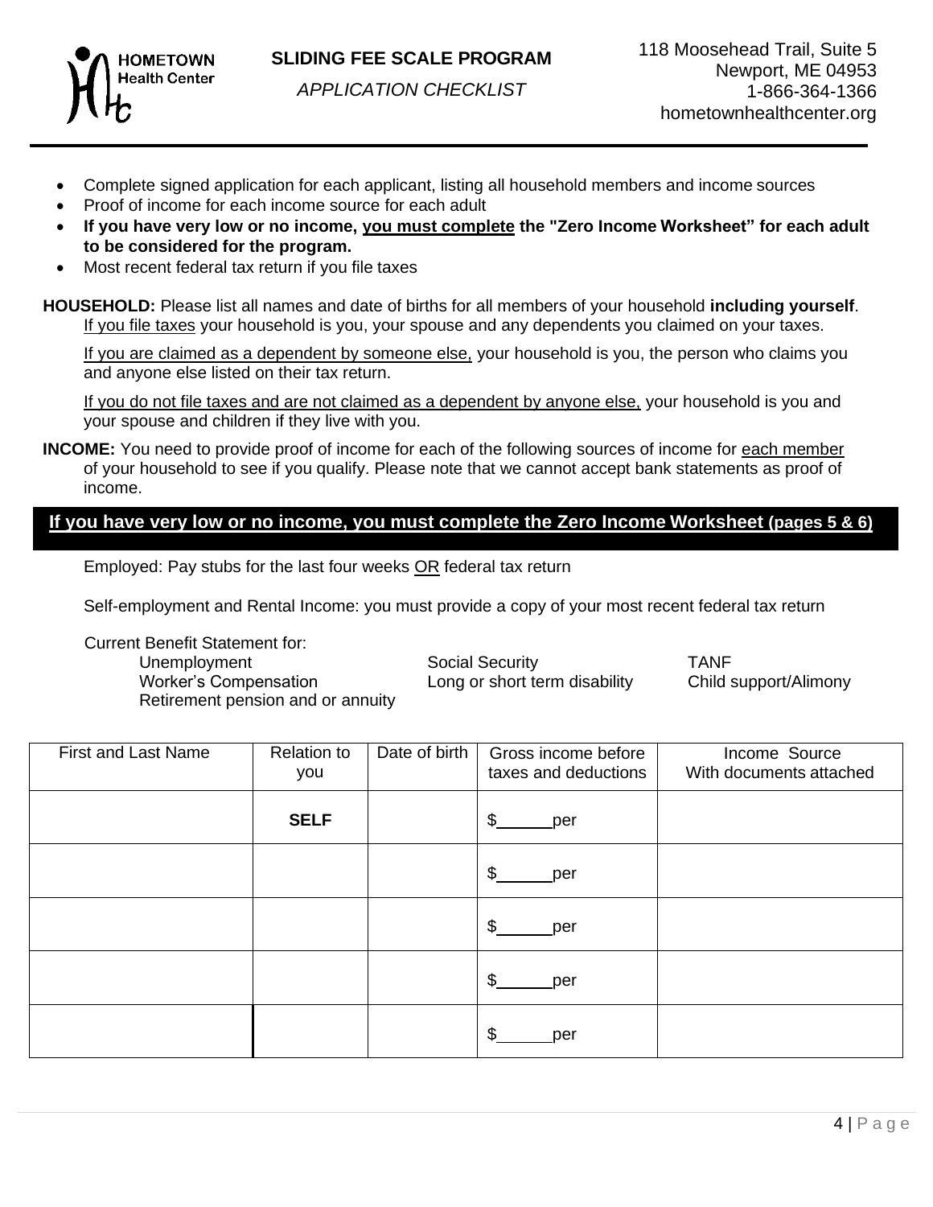HOMETOWN Health Center

# SLIDING FEE SCALE PROGRAM

*APPLICATION CHECKLIST*

118 Moosehead Trail, Suite 5
Newport, ME 04953
1-866-364-1366
hometownhealthcenter.org

- Complete signed application for each applicant, listing all household members and income sources
- Proof of income for each income source for each adult
- **If you have very low or no income, <u>you must complete</u> the "Zero Income Worksheet" for each adult to be considered for the program.**
- Most recent federal tax return if you file taxes

**HOUSEHOLD:** Please list all names and date of births for all members of your household **including yourself**.
<u>If you file taxes</u> your household is you, your spouse and any dependents you claimed on your taxes.

<u>If you are claimed as a dependent by someone else,</u> your household is you, the person who claims you and anyone else listed on their tax return.

<u>If you do not file taxes and are not claimed as a dependent by anyone else,</u> your household is you and your spouse and children if they live with you.

**INCOME:** You need to provide proof of income for each of the following sources of income for <u>each member</u> of your household to see if you qualify. Please note that we cannot accept bank statements as proof of income.

**<u>If you have very low or no income, you must complete the Zero Income Worksheet (pages 5 & 6)</u>**

Employed: Pay stubs for the last four weeks <u>OR</u> federal tax return

Self-employment and Rental Income: you must provide a copy of your most recent federal tax return

Current Benefit Statement for:

- Unemployment
- Social Security
- TANF
- Worker's Compensation
- Long or short term disability
- Child support/Alimony
- Retirement pension and or annuity

| First and Last Name | Relation to you | Date of birth | Gross income before taxes and deductions | Income Source With documents attached |
|---|---|---|---|---|
| | **SELF** | | $\_\_\_\_\_\_ per | |
| | | | $\_\_\_\_\_\_ per | |
| | | | $\_\_\_\_\_\_ per | |
| | | | $\_\_\_\_\_\_ per | |
| | | | $\_\_\_\_\_\_ per | |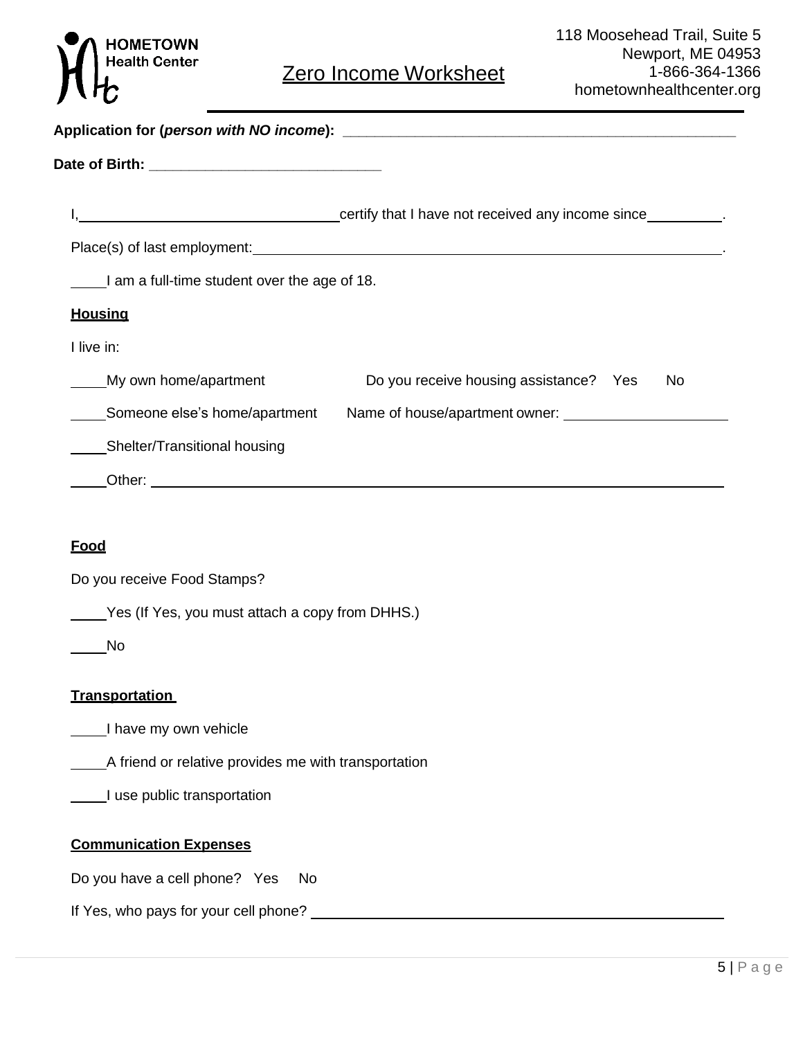HOMETOWN Health Center

118 Moosehead Trail, Suite 5
Newport, ME 04953
1-866-364-1366
hometownhealthcenter.org

# Zero Income Worksheet

**Application for (*person with NO income*): \_\_\_\_\_\_\_\_\_\_\_\_\_\_\_\_\_\_\_\_\_\_\_\_\_\_\_\_\_\_\_\_\_\_\_\_\_\_\_\_\_\_\_\_\_\_\_\_**

**Date of Birth: \_\_\_\_\_\_\_\_\_\_\_\_\_\_\_\_\_\_\_\_\_\_\_\_\_\_\_\_\_\_**

I, \_\_\_\_\_\_\_\_\_\_\_\_\_\_\_\_\_\_\_\_\_\_\_\_\_\_\_\_\_\_ certify that I have not received any income since \_\_\_\_\_\_\_\_\_\_.

Place(s) of last employment: \_\_\_\_\_\_\_\_\_\_\_\_\_\_\_\_\_\_\_\_\_\_\_\_\_\_\_\_\_\_\_\_\_\_\_\_\_\_\_\_\_\_\_\_\_\_\_\_\_\_\_\_\_\_\_\_.

\_\_\_\_ I am a full-time student over the age of 18.

**Housing**

I live in:

\_\_\_\_ My own home/apartment — Do you receive housing assistance? Yes No

\_\_\_\_ Someone else's home/apartment — Name of house/apartment owner: \_\_\_\_\_\_\_\_\_\_\_\_\_\_\_\_\_\_\_\_

\_\_\_\_ Shelter/Transitional housing

\_\_\_\_ Other: \_\_\_\_\_\_\_\_\_\_\_\_\_\_\_\_\_\_\_\_\_\_\_\_\_\_\_\_\_\_\_\_\_\_\_\_\_\_\_\_\_\_\_\_\_\_\_\_\_\_\_\_\_\_\_\_\_\_\_\_\_\_\_\_

**Food**

Do you receive Food Stamps?

\_\_\_\_ Yes (If Yes, you must attach a copy from DHHS.)

\_\_\_\_ No

**Transportation**

\_\_\_\_ I have my own vehicle

\_\_\_\_ A friend or relative provides me with transportation

\_\_\_\_ I use public transportation

**Communication Expenses**

Do you have a cell phone? Yes No

If Yes, who pays for your cell phone? \_\_\_\_\_\_\_\_\_\_\_\_\_\_\_\_\_\_\_\_\_\_\_\_\_\_\_\_\_\_\_\_\_\_\_\_\_\_\_\_\_\_\_\_\_\_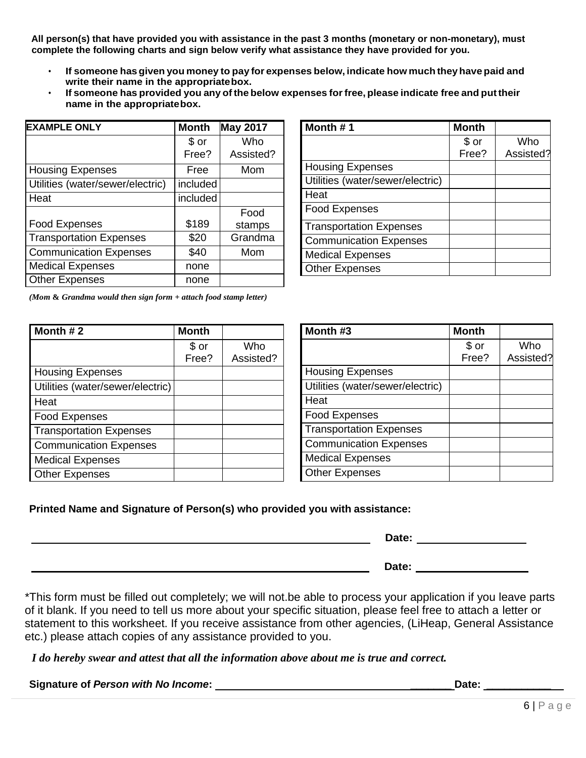**All person(s) that have provided you with assistance in the past 3 months (monetary or non-monetary), must complete the following charts and sign below verify what assistance they have provided for you.**

- **If someone has given you money to pay for expenses below, indicate how much they have paid and write their name in the appropriate box.**
- **If someone has provided you any of the below expenses for free, please indicate free and put their name in the appropriate box.**

| **EXAMPLE ONLY** | **Month** | **May 2017** |
|---|---|---|
| | $ or Free? | Who Assisted? |
| Housing Expenses | Free | Mom |
| Utilities (water/sewer/electric) | included | |
| Heat | included | |
| Food Expenses | $189 | Food stamps |
| Transportation Expenses | $20 | Grandma |
| Communication Expenses | $40 | Mom |
| Medical Expenses | none | |
| Other Expenses | none | |

*(Mom & Grandma would then sign form + attach food stamp letter)*

| **Month # 1** | **Month** | |
|---|---|---|
| | $ or Free? | Who Assisted? |
| Housing Expenses | | |
| Utilities (water/sewer/electric) | | |
| Heat | | |
| Food Expenses | | |
| Transportation Expenses | | |
| Communication Expenses | | |
| Medical Expenses | | |
| Other Expenses | | |

| **Month # 2** | **Month** | |
|---|---|---|
| | $ or Free? | Who Assisted? |
| Housing Expenses | | |
| Utilities (water/sewer/electric) | | |
| Heat | | |
| Food Expenses | | |
| Transportation Expenses | | |
| Communication Expenses | | |
| Medical Expenses | | |
| Other Expenses | | |

| **Month #3** | **Month** | |
|---|---|---|
| | $ or Free? | Who Assisted? |
| Housing Expenses | | |
| Utilities (water/sewer/electric) | | |
| Heat | | |
| Food Expenses | | |
| Transportation Expenses | | |
| Communication Expenses | | |
| Medical Expenses | | |
| Other Expenses | | |

**Printed Name and Signature of Person(s) who provided you with assistance:**

______________________________________________ **Date:** ______________

______________________________________________ **Date:** ______________

*This form must be filled out completely; we will not.be able to process your application if you leave parts of it blank. If you need to tell us more about your specific situation, please feel free to attach a letter or statement to this worksheet. If you receive assistance from other agencies, (LiHeap, General Assistance etc.) please attach copies of any assistance provided to you.

*I do hereby swear and attest that all the information above about me is true and correct.*

**Signature of *Person with No Income*:** ______________________________ **Date:** ___________